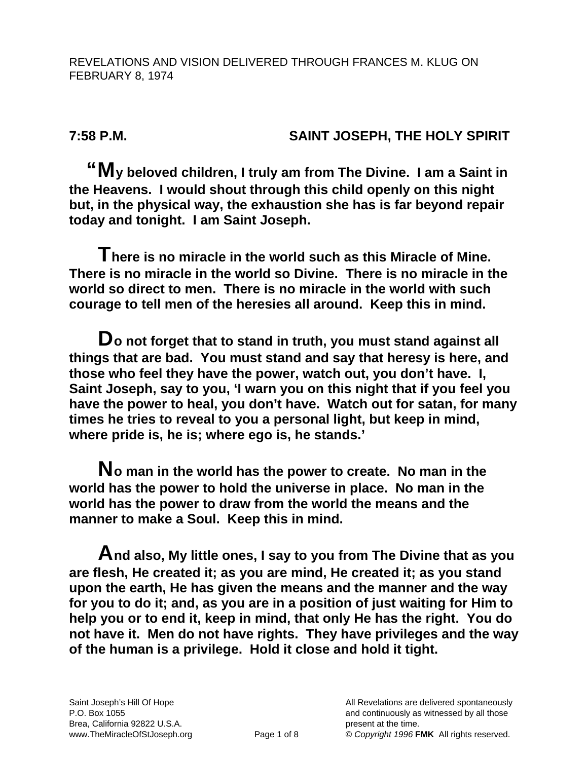REVELATIONS AND VISION DELIVERED THROUGH FRANCES M. KLUG ON FEBRUARY 8, 1974

**7:58 P.M. SAINT JOSEPH, THE HOLY SPIRIT**

**"My beloved children, I truly am from The Divine. I am a Saint in the Heavens. I would shout through this child openly on this night but, in the physical way, the exhaustion she has is far beyond repair today and tonight. I am Saint Joseph.**

**There is no miracle in the world such as this Miracle of Mine. There is no miracle in the world so Divine. There is no miracle in the world so direct to men. There is no miracle in the world with such courage to tell men of the heresies all around. Keep this in mind.**

**Do not forget that to stand in truth, you must stand against all things that are bad. You must stand and say that heresy is here, and those who feel they have the power, watch out, you don't have. I, Saint Joseph, say to you, 'I warn you on this night that if you feel you have the power to heal, you don't have. Watch out for satan, for many times he tries to reveal to you a personal light, but keep in mind, where pride is, he is; where ego is, he stands.'**

**No man in the world has the power to create. No man in the world has the power to hold the universe in place. No man in the world has the power to draw from the world the means and the manner to make a Soul. Keep this in mind.**

**And also, My little ones, I say to you from The Divine that as you are flesh, He created it; as you are mind, He created it; as you stand upon the earth, He has given the means and the manner and the way for you to do it; and, as you are in a position of just waiting for Him to help you or to end it, keep in mind, that only He has the right. You do not have it. Men do not have rights. They have privileges and the way of the human is a privilege. Hold it close and hold it tight.**

Saint Joseph's Hill Of Hope
P.O. Box 1055
Brea, California 92822 U.S.A.
www.TheMiracleOfStJoseph.org

All Revelations are delivered spontaneously and continuously as witnessed by all those present at the time.
© *Copyright 1996* **FMK** All rights reserved.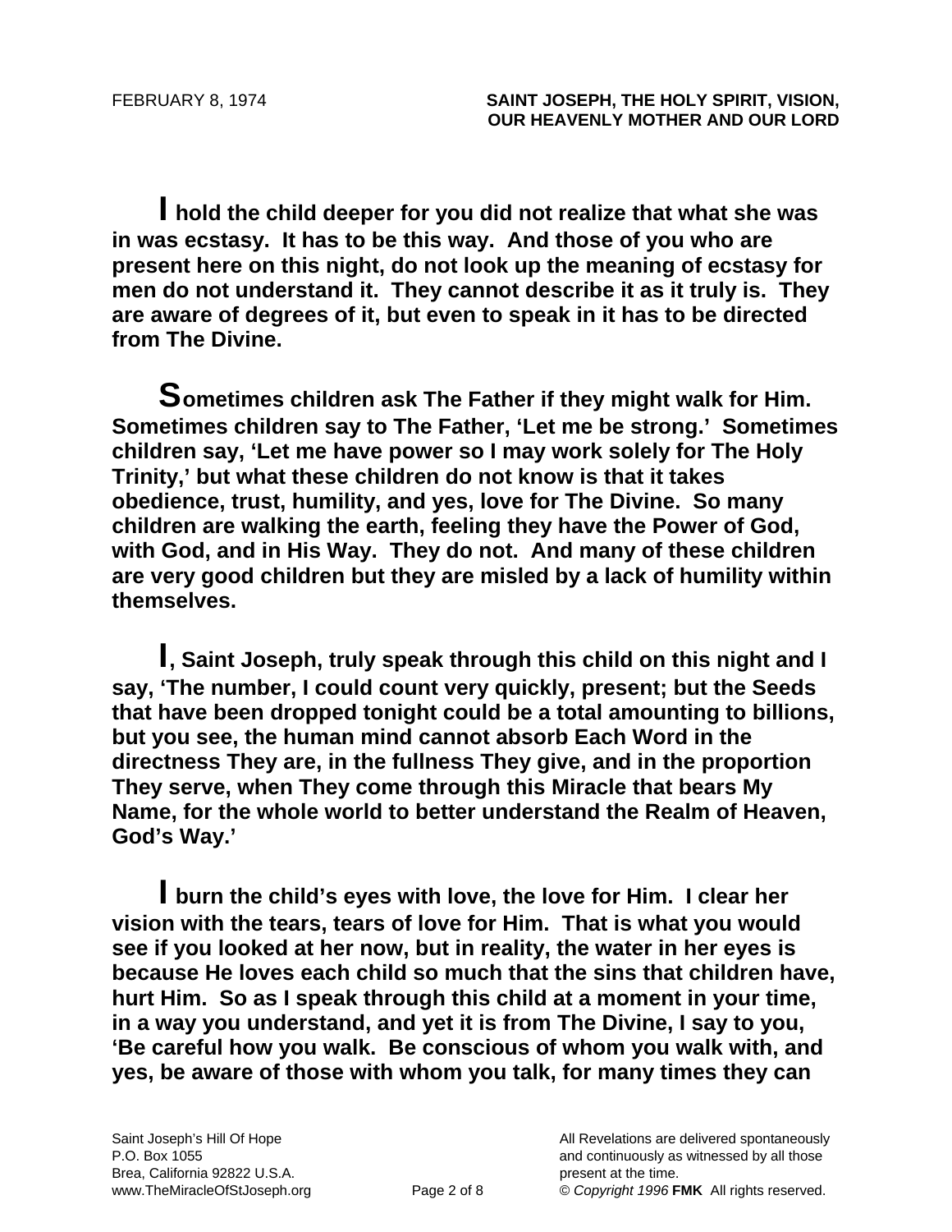**I hold the child deeper for you did not realize that what she was in was ecstasy. It has to be this way. And those of you who are present here on this night, do not look up the meaning of ecstasy for men do not understand it. They cannot describe it as it truly is. They are aware of degrees of it, but even to speak in it has to be directed from The Divine.**

**Sometimes children ask The Father if they might walk for Him. Sometimes children say to The Father, 'Let me be strong.' Sometimes children say, 'Let me have power so I may work solely for The Holy Trinity,' but what these children do not know is that it takes obedience, trust, humility, and yes, love for The Divine. So many children are walking the earth, feeling they have the Power of God, with God, and in His Way. They do not. And many of these children are very good children but they are misled by a lack of humility within themselves.**

**I, Saint Joseph, truly speak through this child on this night and I say, 'The number, I could count very quickly, present; but the Seeds that have been dropped tonight could be a total amounting to billions, but you see, the human mind cannot absorb Each Word in the directness They are, in the fullness They give, and in the proportion They serve, when They come through this Miracle that bears My Name, for the whole world to better understand the Realm of Heaven, God's Way.'**

**I burn the child's eyes with love, the love for Him. I clear her vision with the tears, tears of love for Him. That is what you would see if you looked at her now, but in reality, the water in her eyes is because He loves each child so much that the sins that children have, hurt Him. So as I speak through this child at a moment in your time, in a way you understand, and yet it is from The Divine, I say to you, 'Be careful how you walk. Be conscious of whom you walk with, and yes, be aware of those with whom you talk, for many times they can**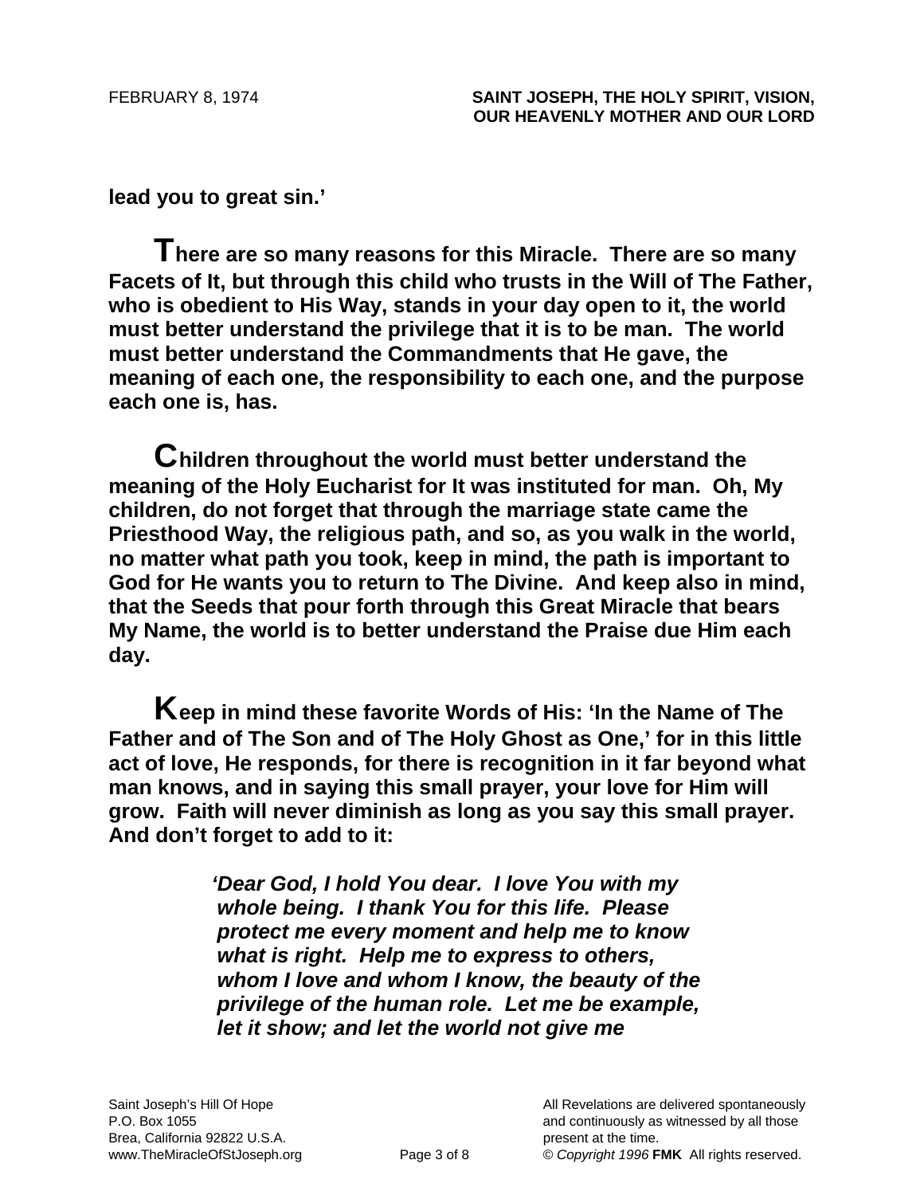**lead you to great sin.'**

**There are so many reasons for this Miracle. There are so many Facets of It, but through this child who trusts in the Will of The Father, who is obedient to His Way, stands in your day open to it, the world must better understand the privilege that it is to be man. The world must better understand the Commandments that He gave, the meaning of each one, the responsibility to each one, and the purpose each one is, has.**

**Children throughout the world must better understand the meaning of the Holy Eucharist for It was instituted for man. Oh, My children, do not forget that through the marriage state came the Priesthood Way, the religious path, and so, as you walk in the world, no matter what path you took, keep in mind, the path is important to God for He wants you to return to The Divine. And keep also in mind, that the Seeds that pour forth through this Great Miracle that bears My Name, the world is to better understand the Praise due Him each day.**

**Keep in mind these favorite Words of His: 'In the Name of The Father and of The Son and of The Holy Ghost as One,' for in this little act of love, He responds, for there is recognition in it far beyond what man knows, and in saying this small prayer, your love for Him will grow. Faith will never diminish as long as you say this small prayer. And don't forget to add to it:**

> ***'Dear God, I hold You dear. I love You with my whole being. I thank You for this life. Please protect me every moment and help me to know what is right. Help me to express to others, whom I love and whom I know, the beauty of the privilege of the human role. Let me be example, let it show; and let the world not give me***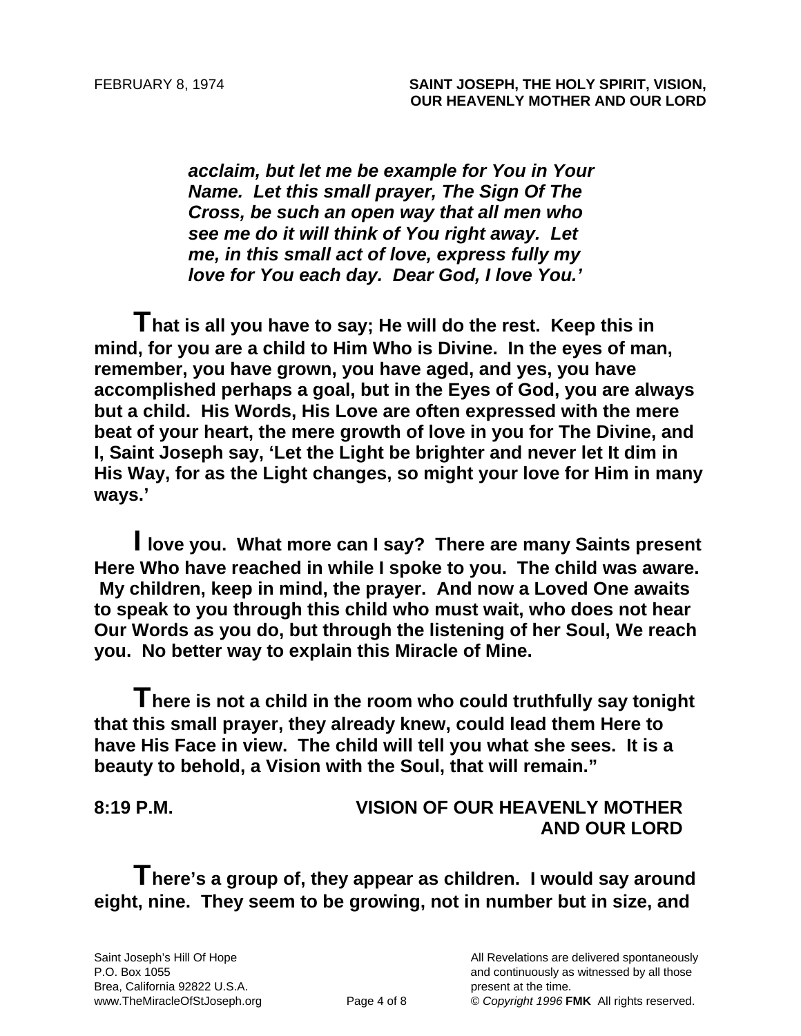***acclaim, but let me be example for You in Your Name. Let this small prayer, The Sign Of The Cross, be such an open way that all men who see me do it will think of You right away. Let me, in this small act of love, express fully my love for You each day. Dear God, I love You.'***

**That is all you have to say; He will do the rest. Keep this in mind, for you are a child to Him Who is Divine. In the eyes of man, remember, you have grown, you have aged, and yes, you have accomplished perhaps a goal, but in the Eyes of God, you are always but a child. His Words, His Love are often expressed with the mere beat of your heart, the mere growth of love in you for The Divine, and I, Saint Joseph say, 'Let the Light be brighter and never let It dim in His Way, for as the Light changes, so might your love for Him in many ways.'**

**I love you. What more can I say? There are many Saints present Here Who have reached in while I spoke to you. The child was aware. My children, keep in mind, the prayer. And now a Loved One awaits to speak to you through this child who must wait, who does not hear Our Words as you do, but through the listening of her Soul, We reach you. No better way to explain this Miracle of Mine.**

**There is not a child in the room who could truthfully say tonight that this small prayer, they already knew, could lead them Here to have His Face in view. The child will tell you what she sees. It is a beauty to behold, a Vision with the Soul, that will remain."**

**8:19 P.M. VISION OF OUR HEAVENLY MOTHER AND OUR LORD**

**There's a group of, they appear as children. I would say around eight, nine. They seem to be growing, not in number but in size, and**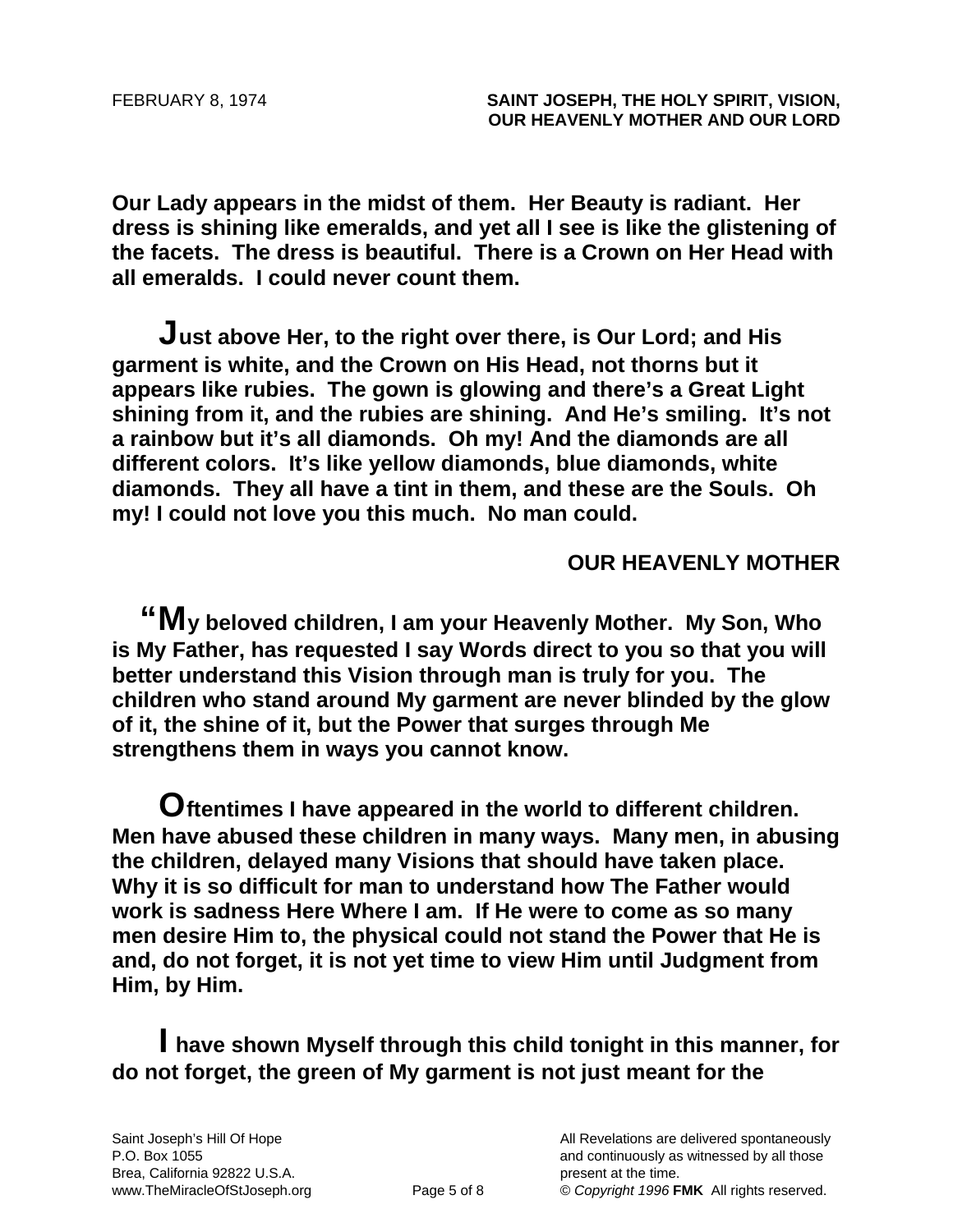**Our Lady appears in the midst of them. Her Beauty is radiant. Her dress is shining like emeralds, and yet all I see is like the glistening of the facets. The dress is beautiful. There is a Crown on Her Head with all emeralds. I could never count them.**

**Just above Her, to the right over there, is Our Lord; and His garment is white, and the Crown on His Head, not thorns but it appears like rubies. The gown is glowing and there's a Great Light shining from it, and the rubies are shining. And He's smiling. It's not a rainbow but it's all diamonds. Oh my! And the diamonds are all different colors. It's like yellow diamonds, blue diamonds, white diamonds. They all have a tint in them, and these are the Souls. Oh my! I could not love you this much. No man could.**

## OUR HEAVENLY MOTHER

**"My beloved children, I am your Heavenly Mother. My Son, Who is My Father, has requested I say Words direct to you so that you will better understand this Vision through man is truly for you. The children who stand around My garment are never blinded by the glow of it, the shine of it, but the Power that surges through Me strengthens them in ways you cannot know.**

**Oftentimes I have appeared in the world to different children. Men have abused these children in many ways. Many men, in abusing the children, delayed many Visions that should have taken place. Why it is so difficult for man to understand how The Father would work is sadness Here Where I am. If He were to come as so many men desire Him to, the physical could not stand the Power that He is and, do not forget, it is not yet time to view Him until Judgment from Him, by Him.**

**I have shown Myself through this child tonight in this manner, for do not forget, the green of My garment is not just meant for the**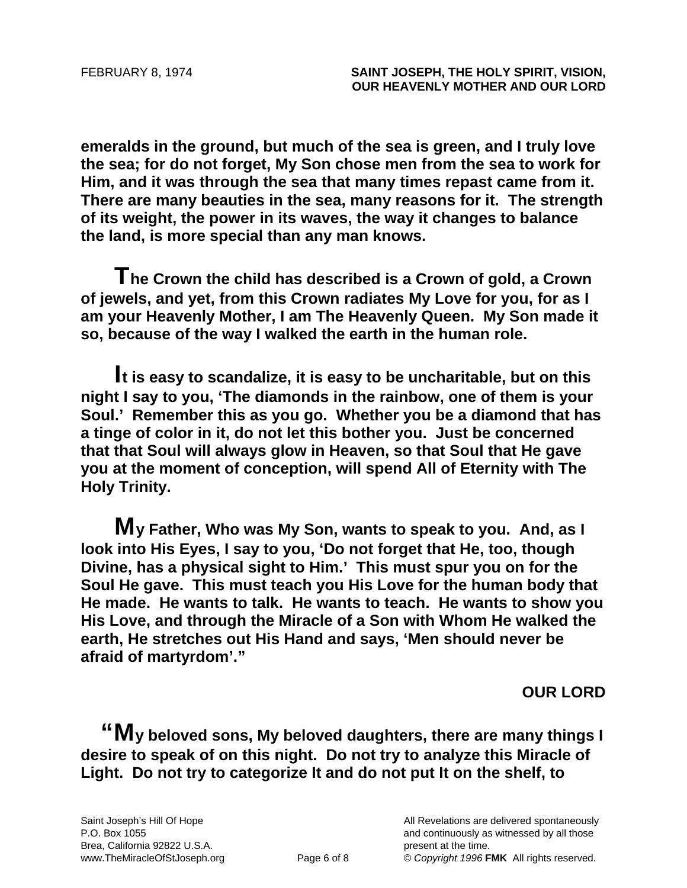**emeralds in the ground, but much of the sea is green, and I truly love the sea; for do not forget, My Son chose men from the sea to work for Him, and it was through the sea that many times repast came from it. There are many beauties in the sea, many reasons for it. The strength of its weight, the power in its waves, the way it changes to balance the land, is more special than any man knows.**

**The Crown the child has described is a Crown of gold, a Crown of jewels, and yet, from this Crown radiates My Love for you, for as I am your Heavenly Mother, I am The Heavenly Queen. My Son made it so, because of the way I walked the earth in the human role.**

**It is easy to scandalize, it is easy to be uncharitable, but on this night I say to you, 'The diamonds in the rainbow, one of them is your Soul.' Remember this as you go. Whether you be a diamond that has a tinge of color in it, do not let this bother you. Just be concerned that that Soul will always glow in Heaven, so that Soul that He gave you at the moment of conception, will spend All of Eternity with The Holy Trinity.**

**My Father, Who was My Son, wants to speak to you. And, as I look into His Eyes, I say to you, 'Do not forget that He, too, though Divine, has a physical sight to Him.' This must spur you on for the Soul He gave. This must teach you His Love for the human body that He made. He wants to talk. He wants to teach. He wants to show you His Love, and through the Miracle of a Son with Whom He walked the earth, He stretches out His Hand and says, 'Men should never be afraid of martyrdom'."**

**OUR LORD**

**"My beloved sons, My beloved daughters, there are many things I desire to speak of on this night. Do not try to analyze this Miracle of Light. Do not try to categorize It and do not put It on the shelf, to**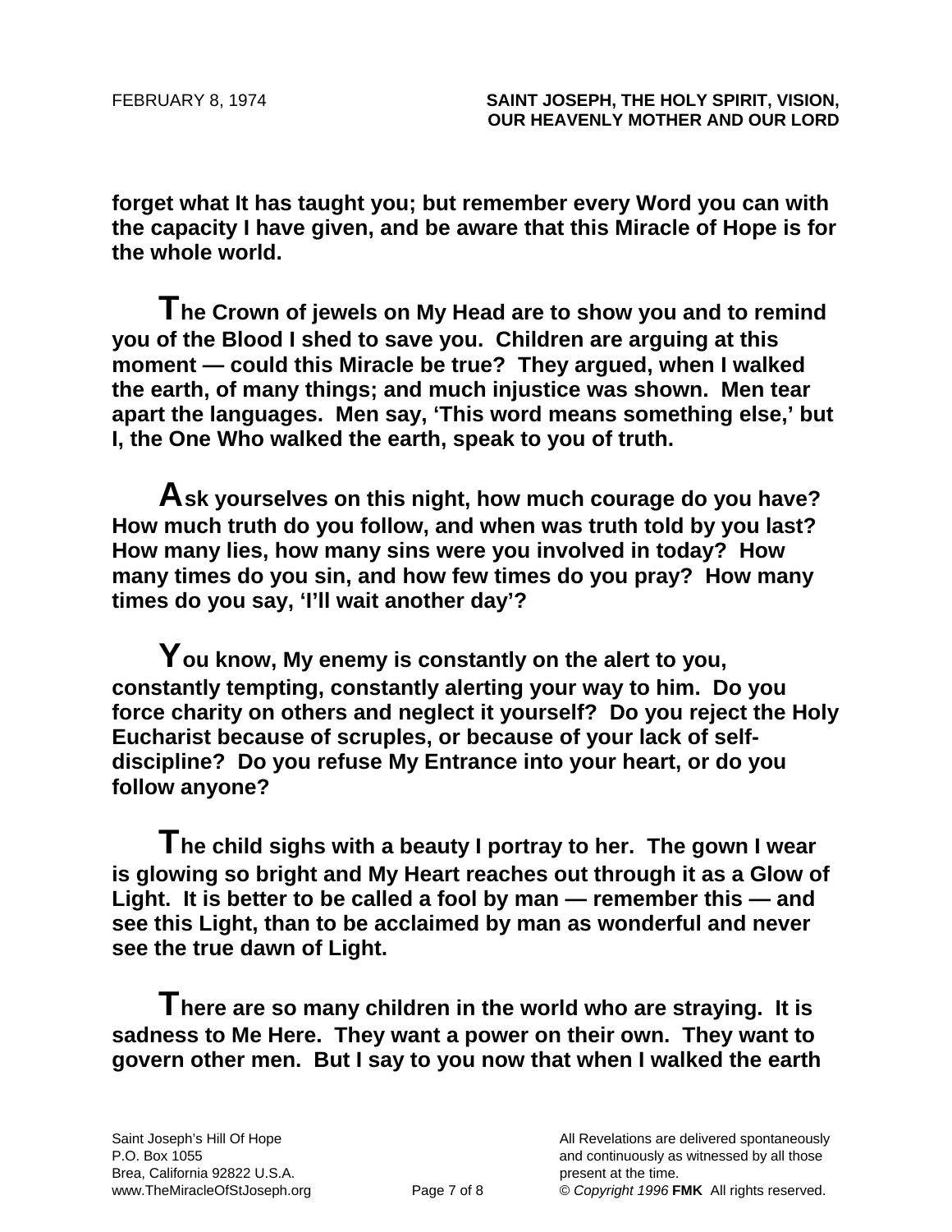**forget what It has taught you; but remember every Word you can with the capacity I have given, and be aware that this Miracle of Hope is for the whole world.**

**The Crown of jewels on My Head are to show you and to remind you of the Blood I shed to save you. Children are arguing at this moment — could this Miracle be true? They argued, when I walked the earth, of many things; and much injustice was shown. Men tear apart the languages. Men say, 'This word means something else,' but I, the One Who walked the earth, speak to you of truth.**

**Ask yourselves on this night, how much courage do you have? How much truth do you follow, and when was truth told by you last? How many lies, how many sins were you involved in today? How many times do you sin, and how few times do you pray? How many times do you say, 'I'll wait another day'?**

**You know, My enemy is constantly on the alert to you, constantly tempting, constantly alerting your way to him. Do you force charity on others and neglect it yourself? Do you reject the Holy Eucharist because of scruples, or because of your lack of self-discipline? Do you refuse My Entrance into your heart, or do you follow anyone?**

**The child sighs with a beauty I portray to her. The gown I wear is glowing so bright and My Heart reaches out through it as a Glow of Light. It is better to be called a fool by man — remember this — and see this Light, than to be acclaimed by man as wonderful and never see the true dawn of Light.**

**There are so many children in the world who are straying. It is sadness to Me Here. They want a power on their own. They want to govern other men. But I say to you now that when I walked the earth**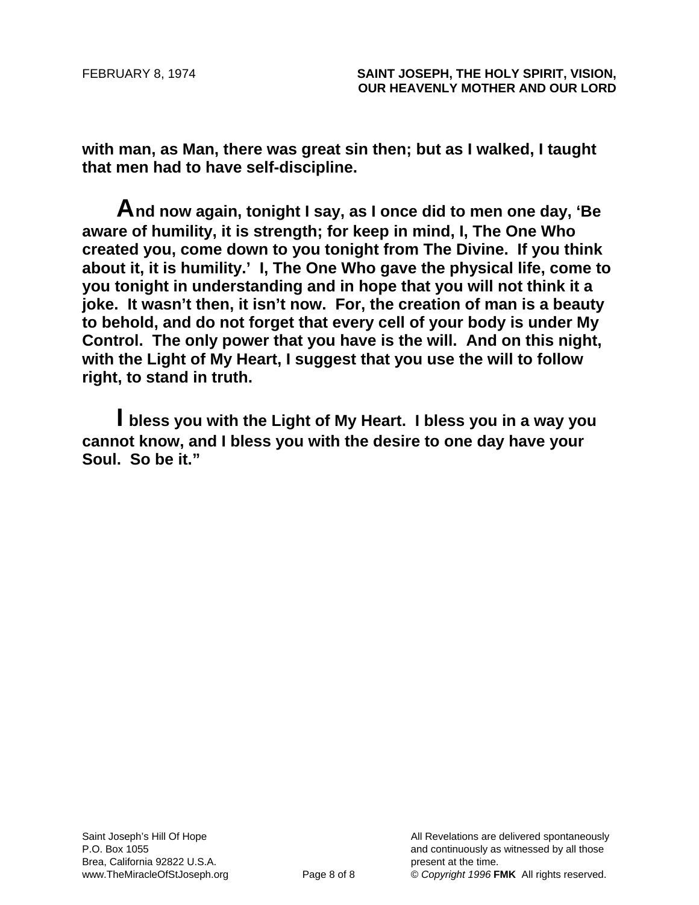**with man, as Man, there was great sin then; but as I walked, I taught that men had to have self-discipline.**

**And now again, tonight I say, as I once did to men one day, 'Be aware of humility, it is strength; for keep in mind, I, The One Who created you, come down to you tonight from The Divine. If you think about it, it is humility.' I, The One Who gave the physical life, come to you tonight in understanding and in hope that you will not think it a joke. It wasn't then, it isn't now. For, the creation of man is a beauty to behold, and do not forget that every cell of your body is under My Control. The only power that you have is the will. And on this night, with the Light of My Heart, I suggest that you use the will to follow right, to stand in truth.**

**I bless you with the Light of My Heart. I bless you in a way you cannot know, and I bless you with the desire to one day have your Soul. So be it."**